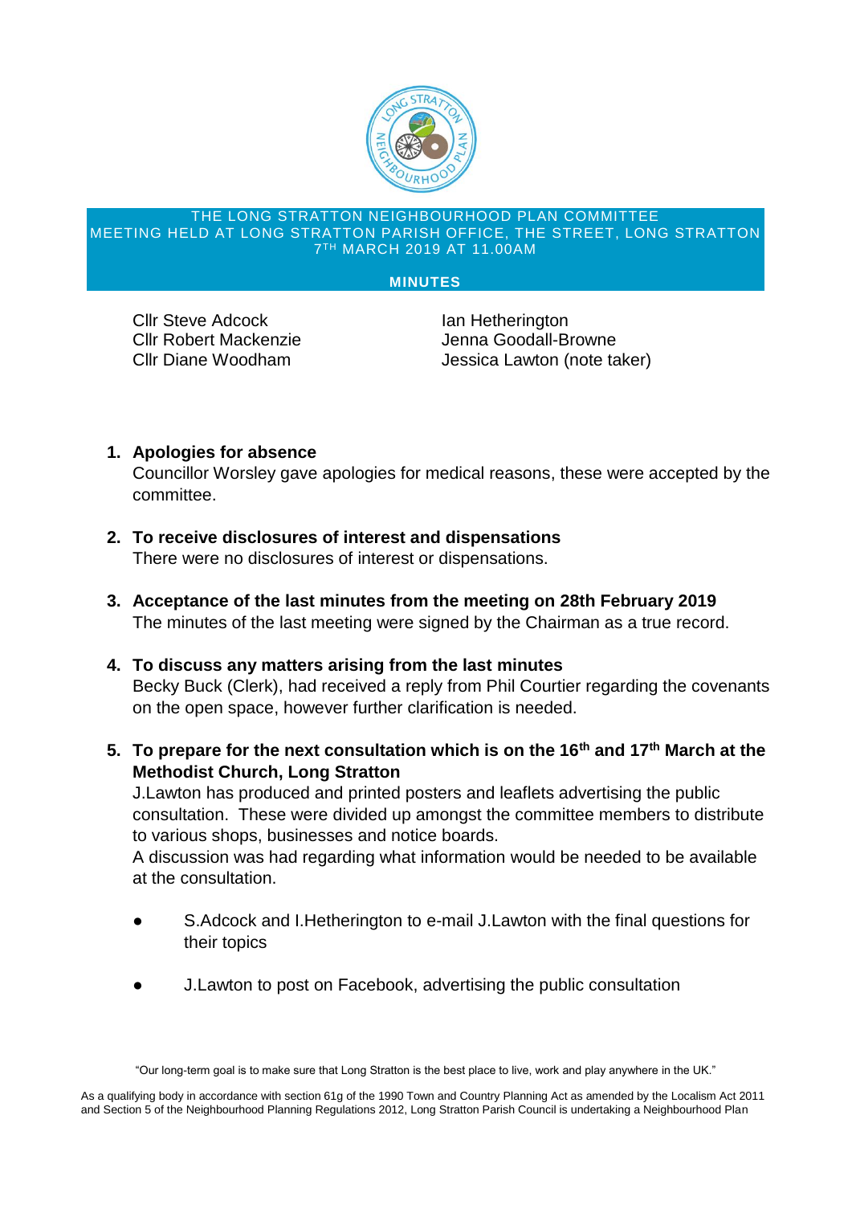THE LONG STRATTON NEIGHBOURHOOD PLAN COMMITTEE
MEETING HELD AT LONG STRATTON PARISH OFFICE, THE STREET, LONG STRATTON
7TH MARCH 2019 AT 11.00AM

**MINUTES**

Cllr Steve Adcock
Cllr Robert Mackenzie
Cllr Diane Woodham
Ian Hetherington
Jenna Goodall-Browne
Jessica Lawton (note taker)

1. **Apologies for absence**
   Councillor Worsley gave apologies for medical reasons, these were accepted by the committee.

2. **To receive disclosures of interest and dispensations**
   There were no disclosures of interest or dispensations.

3. **Acceptance of the last minutes from the meeting on 28th February 2019**
   The minutes of the last meeting were signed by the Chairman as a true record.

4. **To discuss any matters arising from the last minutes**
   Becky Buck (Clerk), had received a reply from Phil Courtier regarding the covenants on the open space, however further clarification is needed.

5. **To prepare for the next consultation which is on the 16th and 17th March at the Methodist Church, Long Stratton**
   J.Lawton has produced and printed posters and leaflets advertising the public consultation. These were divided up amongst the committee members to distribute to various shops, businesses and notice boards.
   A discussion was had regarding what information would be needed to be available at the consultation.

   - S.Adcock and I.Hetherington to e-mail J.Lawton with the final questions for their topics
   - J.Lawton to post on Facebook, advertising the public consultation

"Our long-term goal is to make sure that Long Stratton is the best place to live, work and play anywhere in the UK."

As a qualifying body in accordance with section 61g of the 1990 Town and Country Planning Act as amended by the Localism Act 2011 and Section 5 of the Neighbourhood Planning Regulations 2012, Long Stratton Parish Council is undertaking a Neighbourhood Plan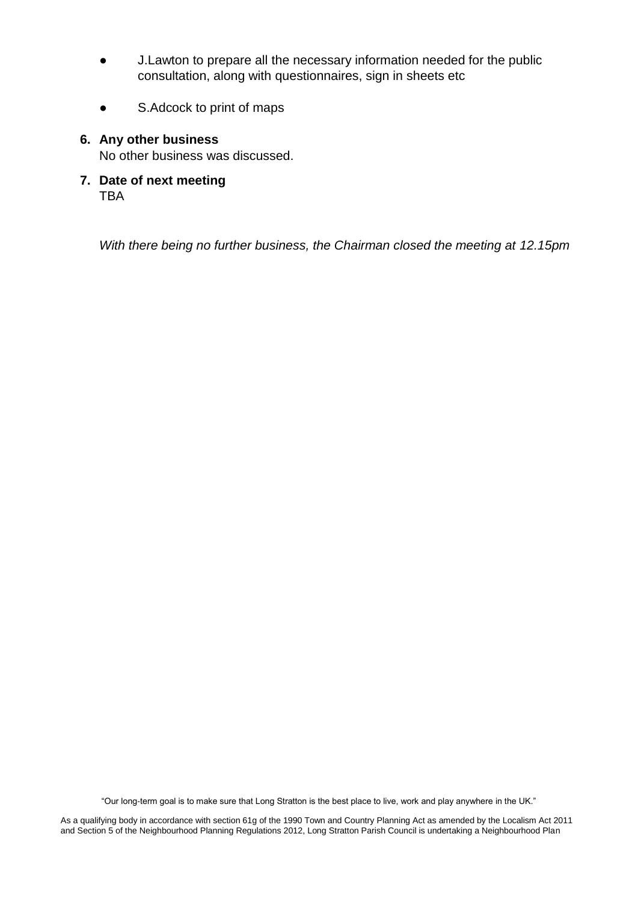- J.Lawton to prepare all the necessary information needed for the public consultation, along with questionnaires, sign in sheets etc

- S.Adcock to print of maps

**6. Any other business**

No other business was discussed.

**7. Date of next meeting**

TBA

*With there being no further business, the Chairman closed the meeting at 12.15pm*

"Our long-term goal is to make sure that Long Stratton is the best place to live, work and play anywhere in the UK."

As a qualifying body in accordance with section 61g of the 1990 Town and Country Planning Act as amended by the Localism Act 2011 and Section 5 of the Neighbourhood Planning Regulations 2012, Long Stratton Parish Council is undertaking a Neighbourhood Plan